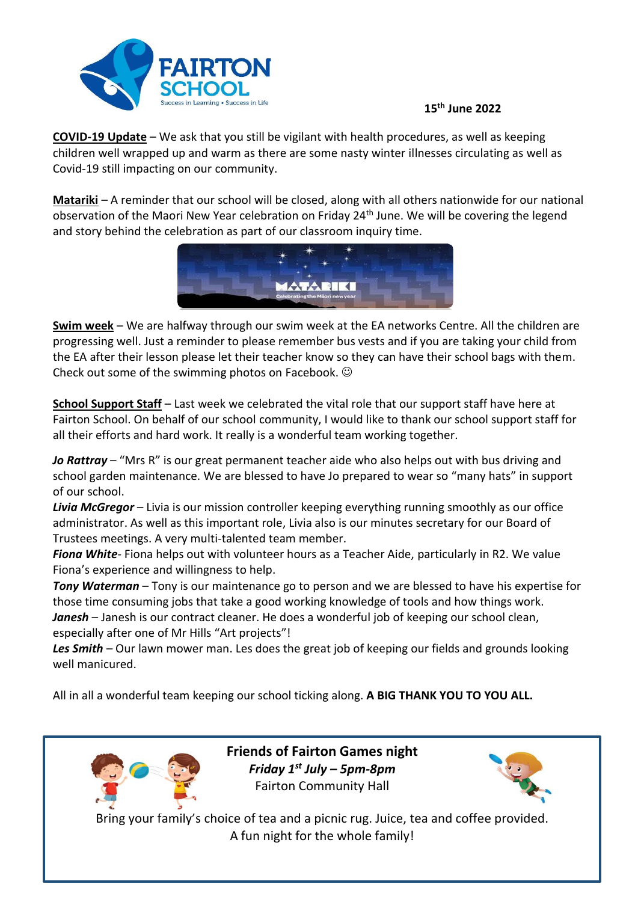# FAIRTON SCHOOL

Success in Learning • Success in Life

**15th June 2022**

**COVID-19 Update** – We ask that you still be vigilant with health procedures, as well as keeping children well wrapped up and warm as there are some nasty winter illnesses circulating as well as Covid-19 still impacting on our community.

**Matariki** – A reminder that our school will be closed, along with all others nationwide for our national observation of the Maori New Year celebration on Friday 24th June. We will be covering the legend and story behind the celebration as part of our classroom inquiry time.

**Swim week** – We are halfway through our swim week at the EA networks Centre. All the children are progressing well. Just a reminder to please remember bus vests and if you are taking your child from the EA after their lesson please let their teacher know so they can have their school bags with them. Check out some of the swimming photos on Facebook. ☺

**School Support Staff** – Last week we celebrated the vital role that our support staff have here at Fairton School. On behalf of our school community, I would like to thank our school support staff for all their efforts and hard work. It really is a wonderful team working together.

***Jo Rattray*** – "Mrs R" is our great permanent teacher aide who also helps out with bus driving and school garden maintenance. We are blessed to have Jo prepared to wear so "many hats" in support of our school.
***Livia McGregor*** – Livia is our mission controller keeping everything running smoothly as our office administrator. As well as this important role, Livia also is our minutes secretary for our Board of Trustees meetings. A very multi-talented team member.
***Fiona White***- Fiona helps out with volunteer hours as a Teacher Aide, particularly in R2. We value Fiona's experience and willingness to help.
***Tony Waterman*** – Tony is our maintenance go to person and we are blessed to have his expertise for those time consuming jobs that take a good working knowledge of tools and how things work.
***Janesh*** – Janesh is our contract cleaner. He does a wonderful job of keeping our school clean, especially after one of Mr Hills "Art projects"!
***Les Smith*** – Our lawn mower man. Les does the great job of keeping our fields and grounds looking well manicured.

All in all a wonderful team keeping our school ticking along. **A BIG THANK YOU TO YOU ALL.**

**Friends of Fairton Games night**
***Friday 1st July – 5pm-8pm***
Fairton Community Hall

Bring your family's choice of tea and a picnic rug. Juice, tea and coffee provided.
A fun night for the whole family!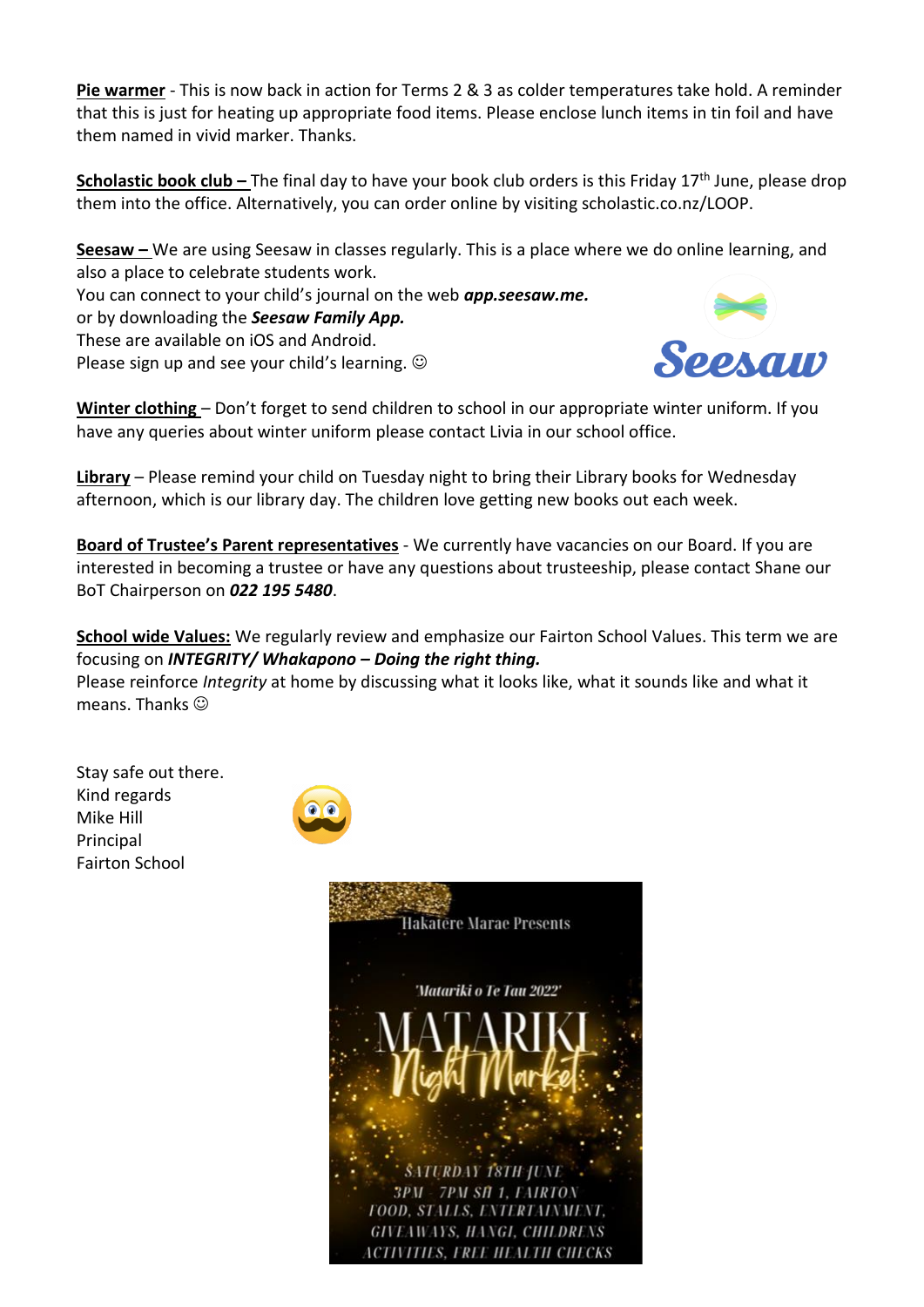**Pie warmer** - This is now back in action for Terms 2 & 3 as colder temperatures take hold. A reminder that this is just for heating up appropriate food items. Please enclose lunch items in tin foil and have them named in vivid marker. Thanks.

**Scholastic book club –** The final day to have your book club orders is this Friday 17th June, please drop them into the office. Alternatively, you can order online by visiting scholastic.co.nz/LOOP.

**Seesaw –** We are using Seesaw in classes regularly. This is a place where we do online learning, and also a place to celebrate students work.
You can connect to your child's journal on the web ***app.seesaw.me.***
or by downloading the ***Seesaw Family App.***
These are available on iOS and Android.
Please sign up and see your child's learning. ☺

**Winter clothing** – Don't forget to send children to school in our appropriate winter uniform. If you have any queries about winter uniform please contact Livia in our school office.

**Library** – Please remind your child on Tuesday night to bring their Library books for Wednesday afternoon, which is our library day. The children love getting new books out each week.

**Board of Trustee's Parent representatives** - We currently have vacancies on our Board. If you are interested in becoming a trustee or have any questions about trusteeship, please contact Shane our BoT Chairperson on ***022 195 5480***.

**School wide Values:** We regularly review and emphasize our Fairton School Values. This term we are focusing on ***INTEGRITY/ Whakapono – Doing the right thing.***
Please reinforce *Integrity* at home by discussing what it looks like, what it sounds like and what it means. Thanks ☺

Stay safe out there.
Kind regards
Mike Hill
Principal
Fairton School

Hakatere Marae Presents

'Matariki o Te Tau 2022'

MATARIKI
Night Market

SATURDAY 18TH JUNE
3PM - 7PM SH 1, FAIRTON
FOOD, STALLS, ENTERTAINMENT,
GIVEAWAYS, HANGI, CHILDRENS
ACTIVITIES, FREE HEALTH CHECKS